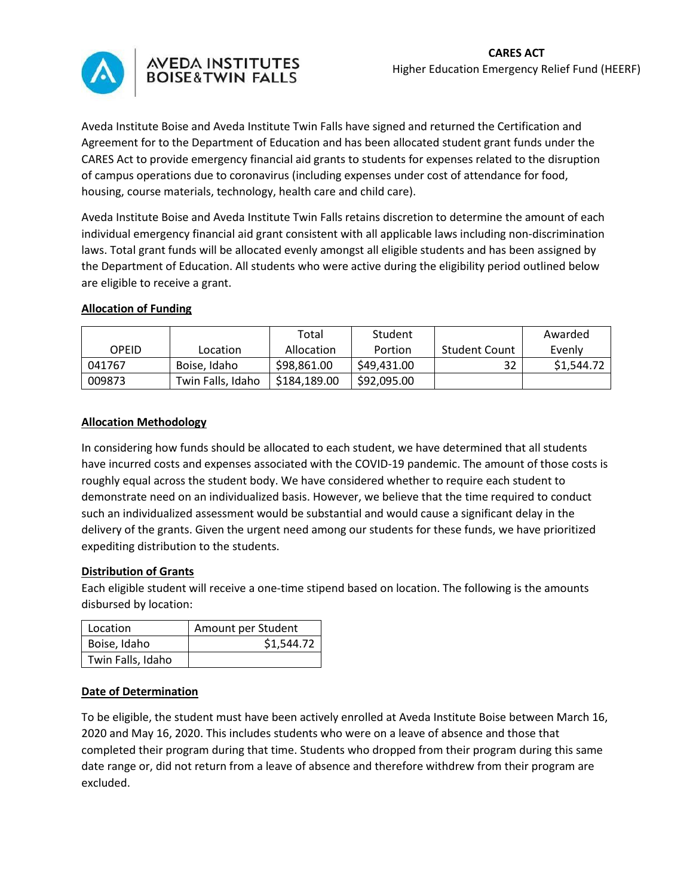# AVEDA INSTITUTES BOISE&TWIN FALLS

**CARES ACT**
Higher Education Emergency Relief Fund (HEERF)

Aveda Institute Boise and Aveda Institute Twin Falls have signed and returned the Certification and Agreement for to the Department of Education and has been allocated student grant funds under the CARES Act to provide emergency financial aid grants to students for expenses related to the disruption of campus operations due to coronavirus (including expenses under cost of attendance for food, housing, course materials, technology, health care and child care).

Aveda Institute Boise and Aveda Institute Twin Falls retains discretion to determine the amount of each individual emergency financial aid grant consistent with all applicable laws including non-discrimination laws. Total grant funds will be allocated evenly amongst all eligible students and has been assigned by the Department of Education. All students who were active during the eligibility period outlined below are eligible to receive a grant.

**Allocation of Funding**

| OPEID | Location | Total Allocation | Student Portion | Student Count | Awarded Evenly |
|---|---|---|---|---|---|
| 041767 | Boise, Idaho | $98,861.00 | $49,431.00 | 32 | $1,544.72 |
| 009873 | Twin Falls, Idaho | $184,189.00 | $92,095.00 | | |

**Allocation Methodology**

In considering how funds should be allocated to each student, we have determined that all students have incurred costs and expenses associated with the COVID-19 pandemic. The amount of those costs is roughly equal across the student body. We have considered whether to require each student to demonstrate need on an individualized basis. However, we believe that the time required to conduct such an individualized assessment would be substantial and would cause a significant delay in the delivery of the grants. Given the urgent need among our students for these funds, we have prioritized expediting distribution to the students.

**Distribution of Grants**

Each eligible student will receive a one-time stipend based on location. The following is the amounts disbursed by location:

| Location | Amount per Student |
|---|---|
| Boise, Idaho | $1,544.72 |
| Twin Falls, Idaho | |

**Date of Determination**

To be eligible, the student must have been actively enrolled at Aveda Institute Boise between March 16, 2020 and May 16, 2020. This includes students who were on a leave of absence and those that completed their program during that time. Students who dropped from their program during this same date range or, did not return from a leave of absence and therefore withdrew from their program are excluded.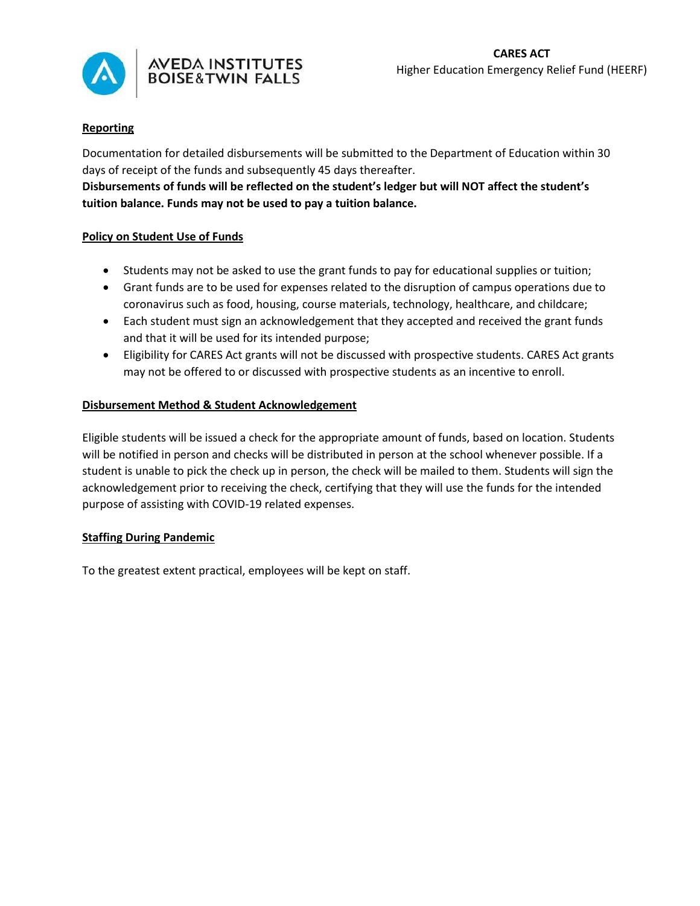## Reporting

Documentation for detailed disbursements will be submitted to the Department of Education within 30 days of receipt of the funds and subsequently 45 days thereafter.

**Disbursements of funds will be reflected on the student's ledger but will NOT affect the student's tuition balance. Funds may not be used to pay a tuition balance.**

## Policy on Student Use of Funds

- Students may not be asked to use the grant funds to pay for educational supplies or tuition;
- Grant funds are to be used for expenses related to the disruption of campus operations due to coronavirus such as food, housing, course materials, technology, healthcare, and childcare;
- Each student must sign an acknowledgement that they accepted and received the grant funds and that it will be used for its intended purpose;
- Eligibility for CARES Act grants will not be discussed with prospective students. CARES Act grants may not be offered to or discussed with prospective students as an incentive to enroll.

## Disbursement Method & Student Acknowledgement

Eligible students will be issued a check for the appropriate amount of funds, based on location. Students will be notified in person and checks will be distributed in person at the school whenever possible. If a student is unable to pick the check up in person, the check will be mailed to them. Students will sign the acknowledgement prior to receiving the check, certifying that they will use the funds for the intended purpose of assisting with COVID-19 related expenses.

## Staffing During Pandemic

To the greatest extent practical, employees will be kept on staff.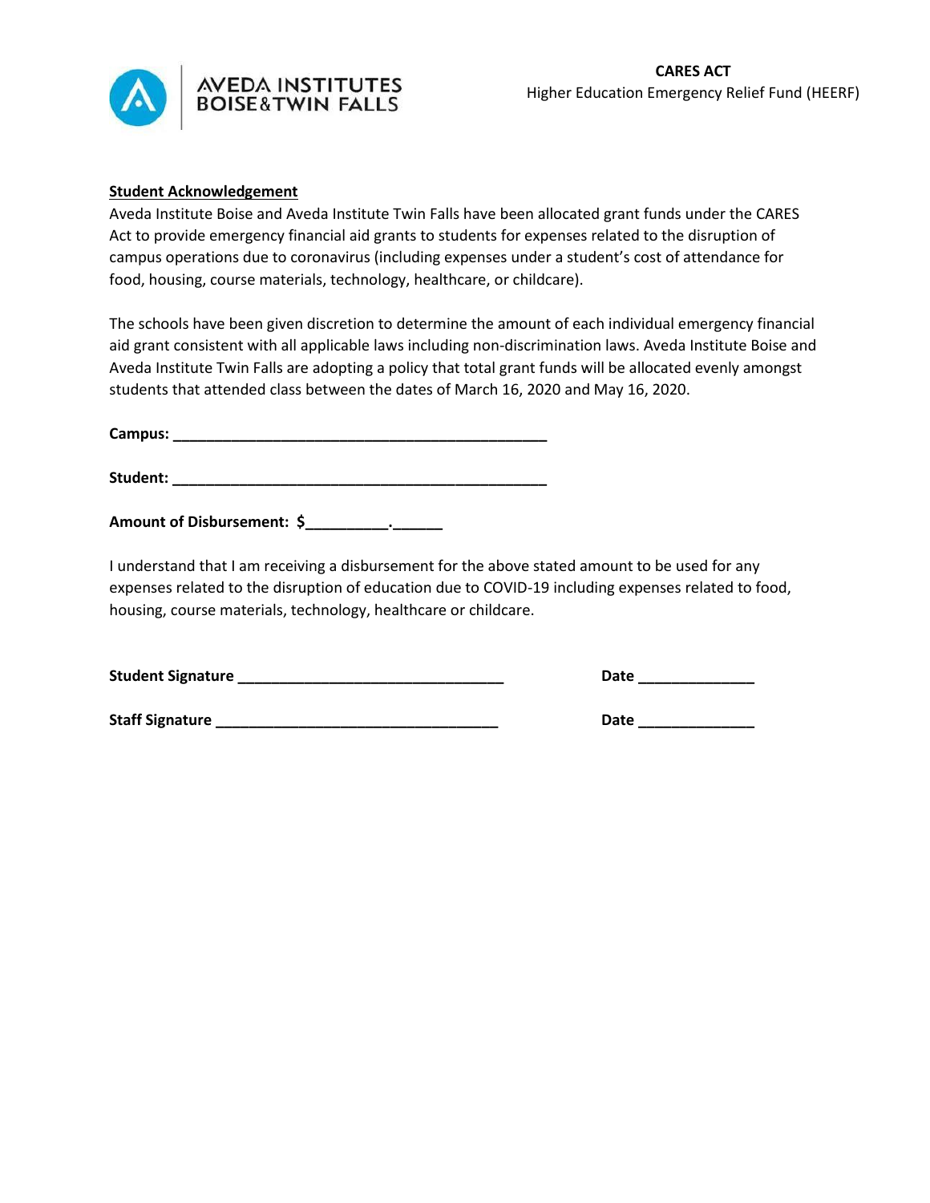AVEDA INSTITUTES
BOISE&TWIN FALLS

**CARES ACT**
Higher Education Emergency Relief Fund (HEERF)

**Student Acknowledgement**

Aveda Institute Boise and Aveda Institute Twin Falls have been allocated grant funds under the CARES Act to provide emergency financial aid grants to students for expenses related to the disruption of campus operations due to coronavirus (including expenses under a student's cost of attendance for food, housing, course materials, technology, healthcare, or childcare).

The schools have been given discretion to determine the amount of each individual emergency financial aid grant consistent with all applicable laws including non-discrimination laws. Aveda Institute Boise and Aveda Institute Twin Falls are adopting a policy that total grant funds will be allocated evenly amongst students that attended class between the dates of March 16, 2020 and May 16, 2020.

**Campus:** ______________________________________________

**Student:** ______________________________________________

**Amount of Disbursement: $**__________.______

I understand that I am receiving a disbursement for the above stated amount to be used for any expenses related to the disruption of education due to COVID-19 including expenses related to food, housing, course materials, technology, healthcare or childcare.

**Student Signature** ________________________________ **Date** ______________

**Staff Signature** __________________________________ **Date** ______________